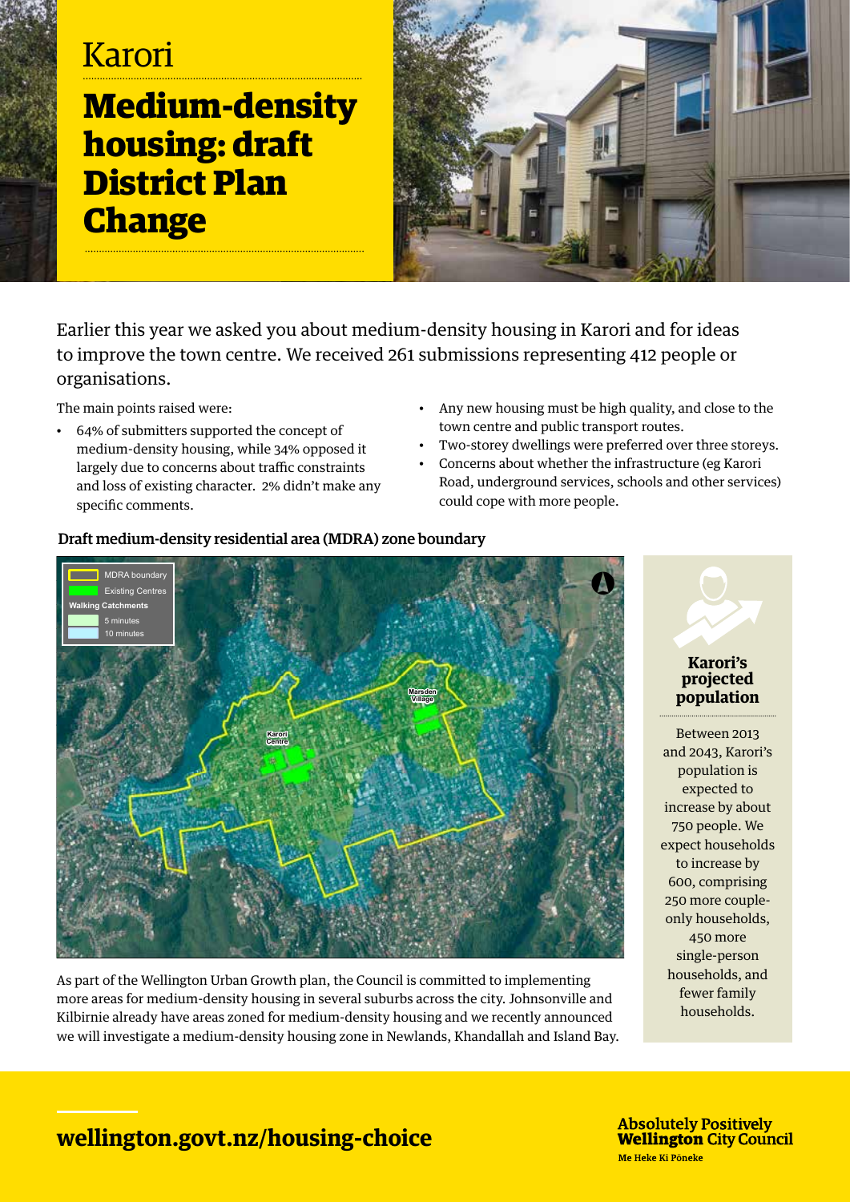# Karori

## Medium-density housing: draft District Plan Change

Earlier this year we asked you about medium-density housing in Karori and for ideas to improve the town centre. We received 261 submissions representing 412 people or organisations.

The main points raised were:

- 64% of submitters supported the concept of medium-density housing, while 34% opposed it largely due to concerns about traffic constraints and loss of existing character. 2% didn't make any specific comments.
- Any new housing must be high quality, and close to the town centre and public transport routes.
- Two-storey dwellings were preferred over three storeys.
- Concerns about whether the infrastructure (eg Karori Road, underground services, schools and other services) could cope with more people.

### Draft medium-density residential area (MDRA) zone boundary

MDRA boundary
Existing Centres
Walking Catchments
5 minutes
10 minutes

Karori Centre
Marsden Village

As part of the Wellington Urban Growth plan, the Council is committed to implementing more areas for medium-density housing in several suburbs across the city. Johnsonville and Kilbirnie already have areas zoned for medium-density housing and we recently announced we will investigate a medium-density housing zone in Newlands, Khandallah and Island Bay.

### Karori's projected population

Between 2013 and 2043, Karori's population is expected to increase by about 750 people. We expect households to increase by 600, comprising 250 more couple-only households, 450 more single-person households, and fewer family households.

**wellington.govt.nz/housing-choice**

Absolutely Positively **Wellington** City Council
Me Heke Ki Pōneke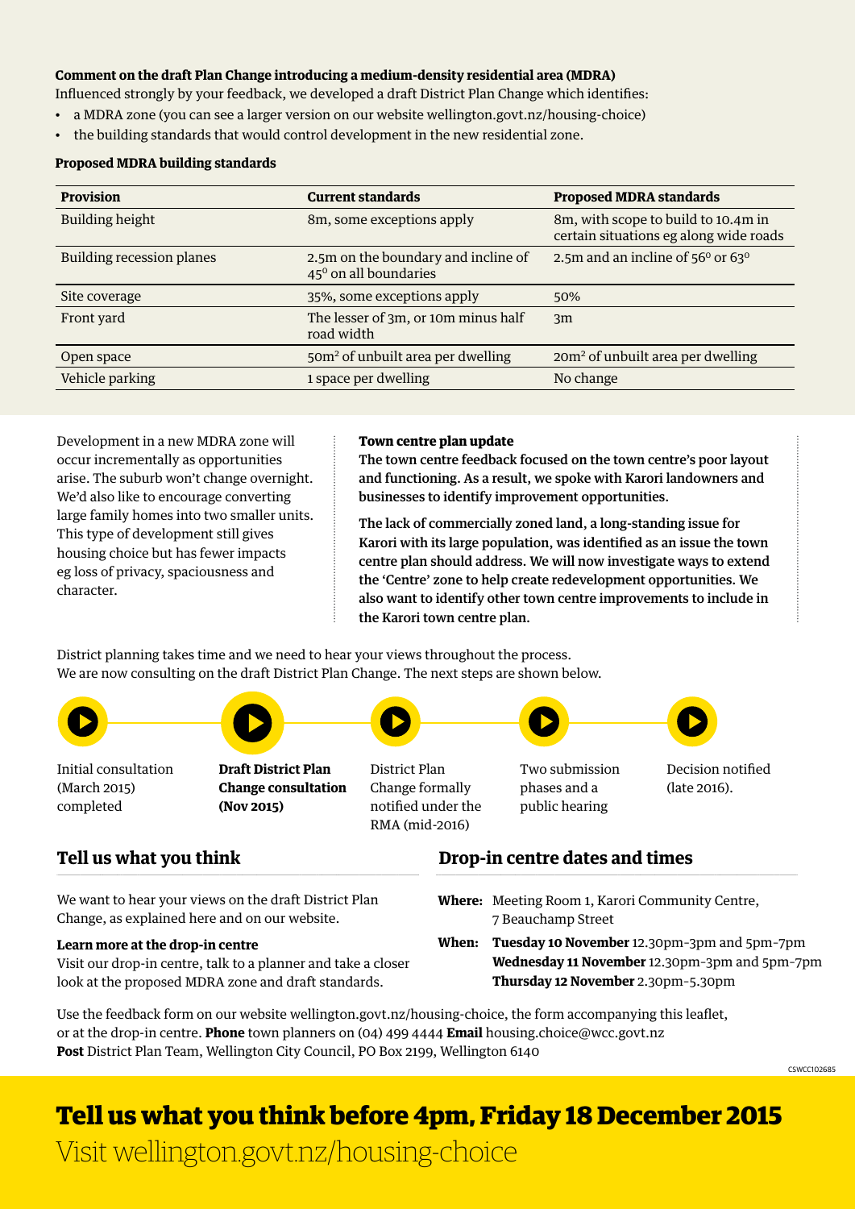**Comment on the draft Plan Change introducing a medium-density residential area (MDRA)**

Influenced strongly by your feedback, we developed a draft District Plan Change which identifies:

- a MDRA zone (you can see a larger version on our website wellington.govt.nz/housing-choice)
- the building standards that would control development in the new residential zone.

**Proposed MDRA building standards**

| Provision | Current standards | Proposed MDRA standards |
|---|---|---|
| Building height | 8m, some exceptions apply | 8m, with scope to build to 10.4m in certain situations eg along wide roads |
| Building recession planes | 2.5m on the boundary and incline of 45⁰ on all boundaries | 2.5m and an incline of 56⁰ or 63⁰ |
| Site coverage | 35%, some exceptions apply | 50% |
| Front yard | The lesser of 3m, or 10m minus half road width | 3m |
| Open space | $50m^2$ of unbuilt area per dwelling | $20m^2$ of unbuilt area per dwelling |
| Vehicle parking | 1 space per dwelling | No change |

Development in a new MDRA zone will occur incrementally as opportunities arise. The suburb won't change overnight. We'd also like to encourage converting large family homes into two smaller units. This type of development still gives housing choice but has fewer impacts eg loss of privacy, spaciousness and character.

**Town centre plan update**

**The town centre feedback focused on the town centre's poor layout and functioning. As a result, we spoke with Karori landowners and businesses to identify improvement opportunities.**

**The lack of commercially zoned land, a long-standing issue for Karori with its large population, was identified as an issue the town centre plan should address. We will now investigate ways to extend the 'Centre' zone to help create redevelopment opportunities. We also want to identify other town centre improvements to include in the Karori town centre plan.**

District planning takes time and we need to hear your views throughout the process. We are now consulting on the draft District Plan Change. The next steps are shown below.

- Initial consultation (March 2015) completed
- **Draft District Plan Change consultation (Nov 2015)**
- District Plan Change formally notified under the RMA (mid-2016)
- Two submission phases and a public hearing
- Decision notified (late 2016).

## Tell us what you think

We want to hear your views on the draft District Plan Change, as explained here and on our website.

**Learn more at the drop-in centre**

Visit our drop-in centre, talk to a planner and take a closer look at the proposed MDRA zone and draft standards.

## Drop-in centre dates and times

**Where:** Meeting Room 1, Karori Community Centre, 7 Beauchamp Street

**When:** **Tuesday 10 November** 12.30pm-3pm and 5pm-7pm
**Wednesday 11 November** 12.30pm-3pm and 5pm-7pm
**Thursday 12 November** 2.30pm-5.30pm

Use the feedback form on our website wellington.govt.nz/housing-choice, the form accompanying this leaflet, or at the drop-in centre. **Phone** town planners on (04) 499 4444 **Email** housing.choice@wcc.govt.nz
**Post** District Plan Team, Wellington City Council, PO Box 2199, Wellington 6140

CSWCC102685

# Tell us what you think before 4pm, Friday 18 December 2015

Visit wellington.govt.nz/housing-choice